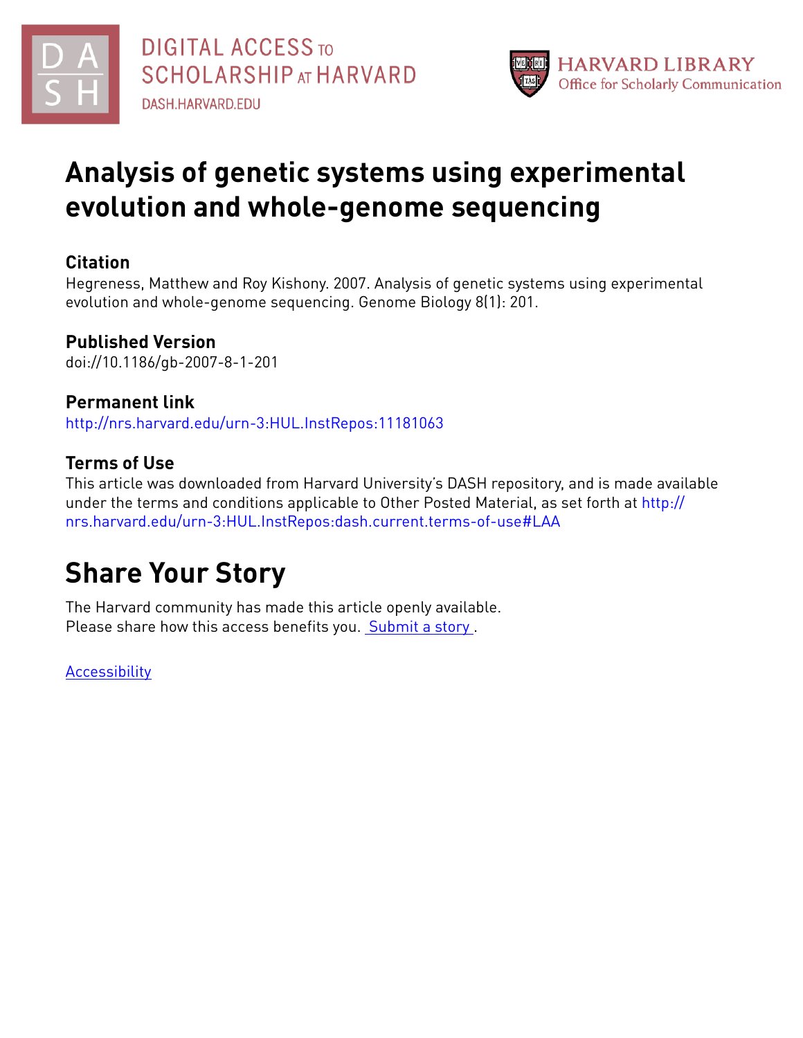DIGITAL ACCESS TO SCHOLARSHIP AT HARVARD

DASH.HARVARD.EDU

HARVARD LIBRARY
Office for Scholarly Communication

# Analysis of genetic systems using experimental evolution and whole-genome sequencing

## Citation

Hegreness, Matthew and Roy Kishony. 2007. Analysis of genetic systems using experimental evolution and whole-genome sequencing. Genome Biology 8(1): 201.

## Published Version

doi://10.1186/gb-2007-8-1-201

## Permanent link

http://nrs.harvard.edu/urn-3:HUL.InstRepos:11181063

## Terms of Use

This article was downloaded from Harvard University's DASH repository, and is made available under the terms and conditions applicable to Other Posted Material, as set forth at http://nrs.harvard.edu/urn-3:HUL.InstRepos:dash.current.terms-of-use#LAA

# Share Your Story

The Harvard community has made this article openly available.
Please share how this access benefits you. Submit a story .

Accessibility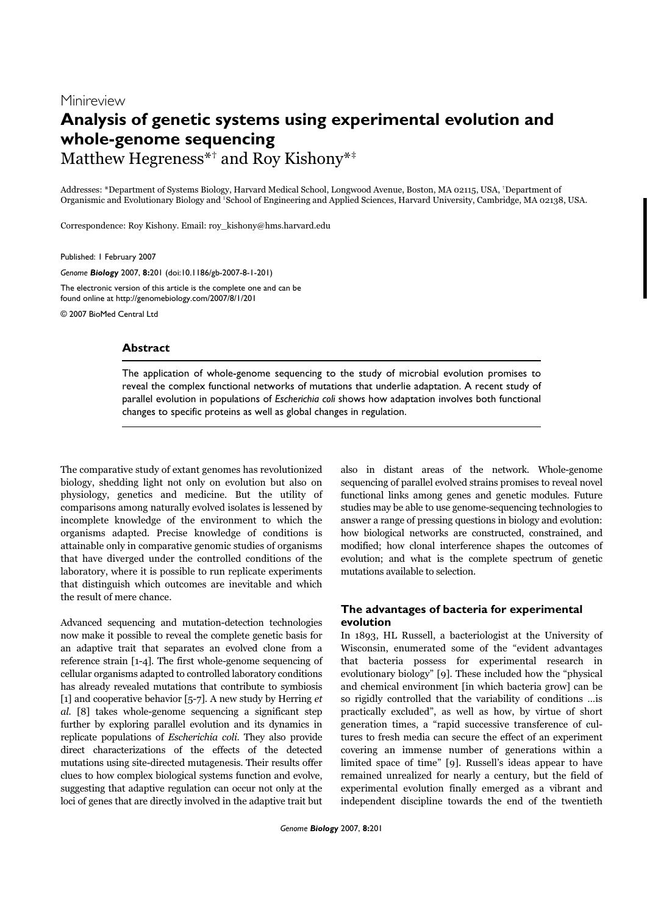Minireview

# Analysis of genetic systems using experimental evolution and whole-genome sequencing

Matthew Hegreness*[†] and Roy Kishony*[‡]

Addresses: *Department of Systems Biology, Harvard Medical School, Longwood Avenue, Boston, MA 02115, USA, [†]Department of Organismic and Evolutionary Biology and [‡]School of Engineering and Applied Sciences, Harvard University, Cambridge, MA 02138, USA.

Correspondence: Roy Kishony. Email: roy_kishony@hms.harvard.edu

Published: 1 February 2007

*Genome **Biology*** 2007, **8:**201 (doi:10.1186/gb-2007-8-1-201)

The electronic version of this article is the complete one and can be found online at http://genomebiology.com/2007/8/1/201

© 2007 BioMed Central Ltd

## Abstract

The application of whole-genome sequencing to the study of microbial evolution promises to reveal the complex functional networks of mutations that underlie adaptation. A recent study of parallel evolution in populations of *Escherichia coli* shows how adaptation involves both functional changes to specific proteins as well as global changes in regulation.

The comparative study of extant genomes has revolutionized biology, shedding light not only on evolution but also on physiology, genetics and medicine. But the utility of comparisons among naturally evolved isolates is lessened by incomplete knowledge of the environment to which the organisms adapted. Precise knowledge of conditions is attainable only in comparative genomic studies of organisms that have diverged under the controlled conditions of the laboratory, where it is possible to run replicate experiments that distinguish which outcomes are inevitable and which the result of mere chance.

Advanced sequencing and mutation-detection technologies now make it possible to reveal the complete genetic basis for an adaptive trait that separates an evolved clone from a reference strain [1-4]. The first whole-genome sequencing of cellular organisms adapted to controlled laboratory conditions has already revealed mutations that contribute to symbiosis [1] and cooperative behavior [5-7]. A new study by Herring *et al.* [8] takes whole-genome sequencing a significant step further by exploring parallel evolution and its dynamics in replicate populations of *Escherichia coli*. They also provide direct characterizations of the effects of the detected mutations using site-directed mutagenesis. Their results offer clues to how complex biological systems function and evolve, suggesting that adaptive regulation can occur not only at the loci of genes that are directly involved in the adaptive trait but also in distant areas of the network. Whole-genome sequencing of parallel evolved strains promises to reveal novel functional links among genes and genetic modules. Future studies may be able to use genome-sequencing technologies to answer a range of pressing questions in biology and evolution: how biological networks are constructed, constrained, and modified; how clonal interference shapes the outcomes of evolution; and what is the complete spectrum of genetic mutations available to selection.

## The advantages of bacteria for experimental evolution

In 1893, HL Russell, a bacteriologist at the University of Wisconsin, enumerated some of the "evident advantages that bacteria possess for experimental research in evolutionary biology" [9]. These included how the "physical and chemical environment [in which bacteria grow] can be so rigidly controlled that the variability of conditions ...is practically excluded", as well as how, by virtue of short generation times, a "rapid successive transference of cultures to fresh media can secure the effect of an experiment covering an immense number of generations within a limited space of time" [9]. Russell's ideas appear to have remained unrealized for nearly a century, but the field of experimental evolution finally emerged as a vibrant and independent discipline towards the end of the twentieth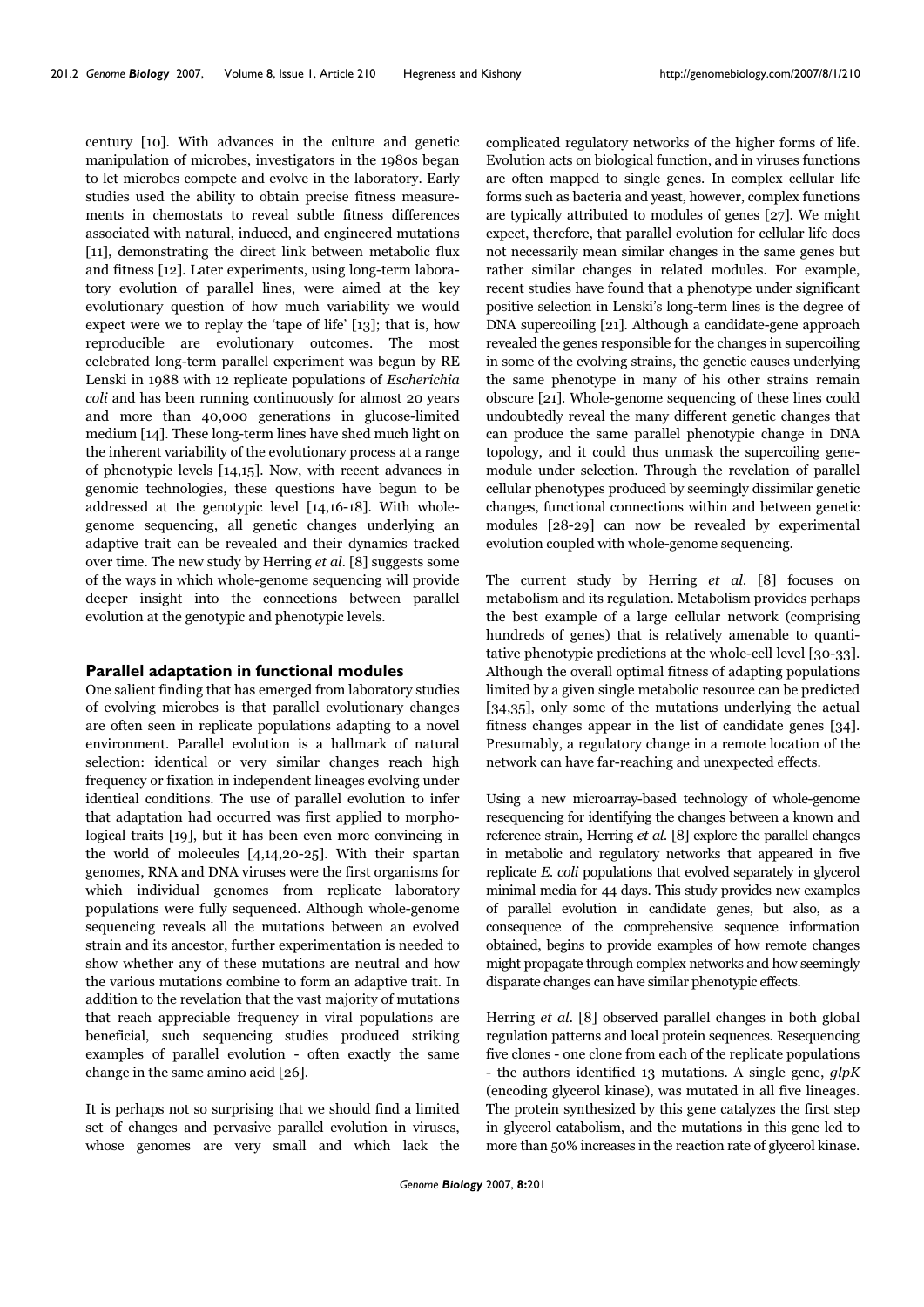century [10]. With advances in the culture and genetic manipulation of microbes, investigators in the 1980s began to let microbes compete and evolve in the laboratory. Early studies used the ability to obtain precise fitness measurements in chemostats to reveal subtle fitness differences associated with natural, induced, and engineered mutations [11], demonstrating the direct link between metabolic flux and fitness [12]. Later experiments, using long-term laboratory evolution of parallel lines, were aimed at the key evolutionary question of how much variability we would expect were we to replay the 'tape of life' [13]; that is, how reproducible are evolutionary outcomes. The most celebrated long-term parallel experiment was begun by RE Lenski in 1988 with 12 replicate populations of *Escherichia coli* and has been running continuously for almost 20 years and more than 40,000 generations in glucose-limited medium [14]. These long-term lines have shed much light on the inherent variability of the evolutionary process at a range of phenotypic levels [14,15]. Now, with recent advances in genomic technologies, these questions have begun to be addressed at the genotypic level [14,16-18]. With whole-genome sequencing, all genetic changes underlying an adaptive trait can be revealed and their dynamics tracked over time. The new study by Herring *et al*. [8] suggests some of the ways in which whole-genome sequencing will provide deeper insight into the connections between parallel evolution at the genotypic and phenotypic levels.

## Parallel adaptation in functional modules

One salient finding that has emerged from laboratory studies of evolving microbes is that parallel evolutionary changes are often seen in replicate populations adapting to a novel environment. Parallel evolution is a hallmark of natural selection: identical or very similar changes reach high frequency or fixation in independent lineages evolving under identical conditions. The use of parallel evolution to infer that adaptation had occurred was first applied to morphological traits [19], but it has been even more convincing in the world of molecules [4,14,20-25]. With their spartan genomes, RNA and DNA viruses were the first organisms for which individual genomes from replicate laboratory populations were fully sequenced. Although whole-genome sequencing reveals all the mutations between an evolved strain and its ancestor, further experimentation is needed to show whether any of these mutations are neutral and how the various mutations combine to form an adaptive trait. In addition to the revelation that the vast majority of mutations that reach appreciable frequency in viral populations are beneficial, such sequencing studies produced striking examples of parallel evolution - often exactly the same change in the same amino acid [26].

It is perhaps not so surprising that we should find a limited set of changes and pervasive parallel evolution in viruses, whose genomes are very small and which lack the complicated regulatory networks of the higher forms of life. Evolution acts on biological function, and in viruses functions are often mapped to single genes. In complex cellular life forms such as bacteria and yeast, however, complex functions are typically attributed to modules of genes [27]. We might expect, therefore, that parallel evolution for cellular life does not necessarily mean similar changes in the same genes but rather similar changes in related modules. For example, recent studies have found that a phenotype under significant positive selection in Lenski's long-term lines is the degree of DNA supercoiling [21]. Although a candidate-gene approach revealed the genes responsible for the changes in supercoiling in some of the evolving strains, the genetic causes underlying the same phenotype in many of his other strains remain obscure [21]. Whole-genome sequencing of these lines could undoubtedly reveal the many different genetic changes that can produce the same parallel phenotypic change in DNA topology, and it could thus unmask the supercoiling gene-module under selection. Through the revelation of parallel cellular phenotypes produced by seemingly dissimilar genetic changes, functional connections within and between genetic modules [28-29] can now be revealed by experimental evolution coupled with whole-genome sequencing.

The current study by Herring *et al*. [8] focuses on metabolism and its regulation. Metabolism provides perhaps the best example of a large cellular network (comprising hundreds of genes) that is relatively amenable to quantitative phenotypic predictions at the whole-cell level [30-33]. Although the overall optimal fitness of adapting populations limited by a given single metabolic resource can be predicted [34,35], only some of the mutations underlying the actual fitness changes appear in the list of candidate genes [34]. Presumably, a regulatory change in a remote location of the network can have far-reaching and unexpected effects.

Using a new microarray-based technology of whole-genome resequencing for identifying the changes between a known and reference strain, Herring *et al*. [8] explore the parallel changes in metabolic and regulatory networks that appeared in five replicate *E. coli* populations that evolved separately in glycerol minimal media for 44 days. This study provides new examples of parallel evolution in candidate genes, but also, as a consequence of the comprehensive sequence information obtained, begins to provide examples of how remote changes might propagate through complex networks and how seemingly disparate changes can have similar phenotypic effects.

Herring *et al*. [8] observed parallel changes in both global regulation patterns and local protein sequences. Resequencing five clones - one clone from each of the replicate populations - the authors identified 13 mutations. A single gene, *glpK* (encoding glycerol kinase), was mutated in all five lineages. The protein synthesized by this gene catalyzes the first step in glycerol catabolism, and the mutations in this gene led to more than 50% increases in the reaction rate of glycerol kinase.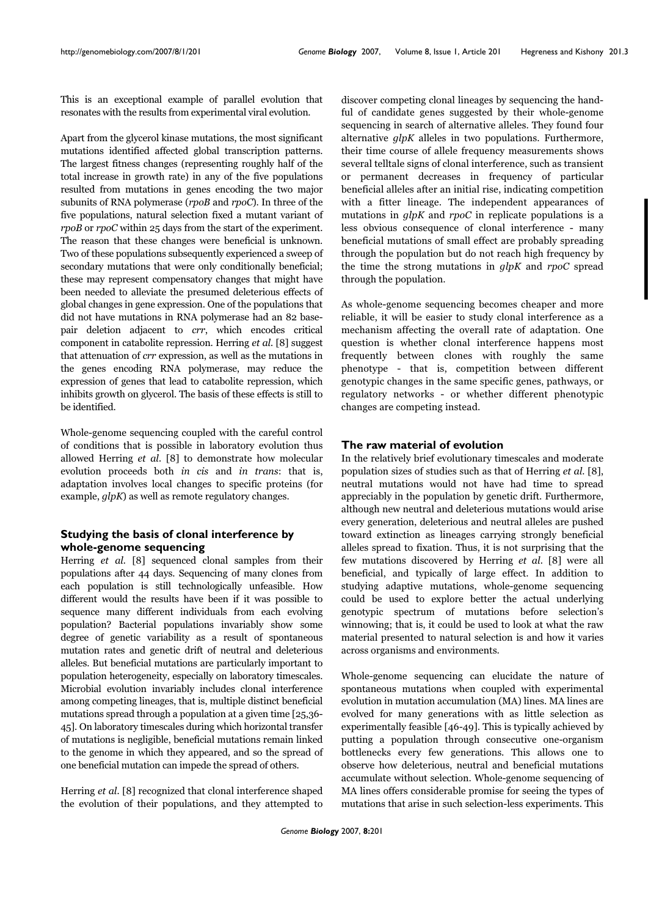This is an exceptional example of parallel evolution that resonates with the results from experimental viral evolution.

Apart from the glycerol kinase mutations, the most significant mutations identified affected global transcription patterns. The largest fitness changes (representing roughly half of the total increase in growth rate) in any of the five populations resulted from mutations in genes encoding the two major subunits of RNA polymerase (*rpoB* and *rpoC*). In three of the five populations, natural selection fixed a mutant variant of *rpoB* or *rpoC* within 25 days from the start of the experiment. The reason that these changes were beneficial is unknown. Two of these populations subsequently experienced a sweep of secondary mutations that were only conditionally beneficial; these may represent compensatory changes that might have been needed to alleviate the presumed deleterious effects of global changes in gene expression. One of the populations that did not have mutations in RNA polymerase had an 82 base-pair deletion adjacent to *crr*, which encodes critical component in catabolite repression. Herring *et al*. [8] suggest that attenuation of *crr* expression, as well as the mutations in the genes encoding RNA polymerase, may reduce the expression of genes that lead to catabolite repression, which inhibits growth on glycerol. The basis of these effects is still to be identified.

Whole-genome sequencing coupled with the careful control of conditions that is possible in laboratory evolution thus allowed Herring *et al*. [8] to demonstrate how molecular evolution proceeds both *in cis* and *in trans*: that is, adaptation involves local changes to specific proteins (for example, *glpK*) as well as remote regulatory changes.

### Studying the basis of clonal interference by whole-genome sequencing

Herring *et al*. [8] sequenced clonal samples from their populations after 44 days. Sequencing of many clones from each population is still technologically unfeasible. How different would the results have been if it was possible to sequence many different individuals from each evolving population? Bacterial populations invariably show some degree of genetic variability as a result of spontaneous mutation rates and genetic drift of neutral and deleterious alleles. But beneficial mutations are particularly important to population heterogeneity, especially on laboratory timescales. Microbial evolution invariably includes clonal interference among competing lineages, that is, multiple distinct beneficial mutations spread through a population at a given time [25,36-45]. On laboratory timescales during which horizontal transfer of mutations is negligible, beneficial mutations remain linked to the genome in which they appeared, and so the spread of one beneficial mutation can impede the spread of others.

Herring *et al*. [8] recognized that clonal interference shaped the evolution of their populations, and they attempted to discover competing clonal lineages by sequencing the handful of candidate genes suggested by their whole-genome sequencing in search of alternative alleles. They found four alternative *glpK* alleles in two populations. Furthermore, their time course of allele frequency measurements shows several telltale signs of clonal interference, such as transient or permanent decreases in frequency of particular beneficial alleles after an initial rise, indicating competition with a fitter lineage. The independent appearances of mutations in *glpK* and *rpoC* in replicate populations is a less obvious consequence of clonal interference - many beneficial mutations of small effect are probably spreading through the population but do not reach high frequency by the time the strong mutations in *glpK* and *rpoC* spread through the population.

As whole-genome sequencing becomes cheaper and more reliable, it will be easier to study clonal interference as a mechanism affecting the overall rate of adaptation. One question is whether clonal interference happens most frequently between clones with roughly the same phenotype - that is, competition between different genotypic changes in the same specific genes, pathways, or regulatory networks - or whether different phenotypic changes are competing instead.

### The raw material of evolution

In the relatively brief evolutionary timescales and moderate population sizes of studies such as that of Herring *et al*. [8], neutral mutations would not have had time to spread appreciably in the population by genetic drift. Furthermore, although new neutral and deleterious mutations would arise every generation, deleterious and neutral alleles are pushed toward extinction as lineages carrying strongly beneficial alleles spread to fixation. Thus, it is not surprising that the few mutations discovered by Herring *et al*. [8] were all beneficial, and typically of large effect. In addition to studying adaptive mutations, whole-genome sequencing could be used to explore better the actual underlying genotypic spectrum of mutations before selection's winnowing; that is, it could be used to look at what the raw material presented to natural selection is and how it varies across organisms and environments.

Whole-genome sequencing can elucidate the nature of spontaneous mutations when coupled with experimental evolution in mutation accumulation (MA) lines. MA lines are evolved for many generations with as little selection as experimentally feasible [46-49]. This is typically achieved by putting a population through consecutive one-organism bottlenecks every few generations. This allows one to observe how deleterious, neutral and beneficial mutations accumulate without selection. Whole-genome sequencing of MA lines offers considerable promise for seeing the types of mutations that arise in such selection-less experiments. This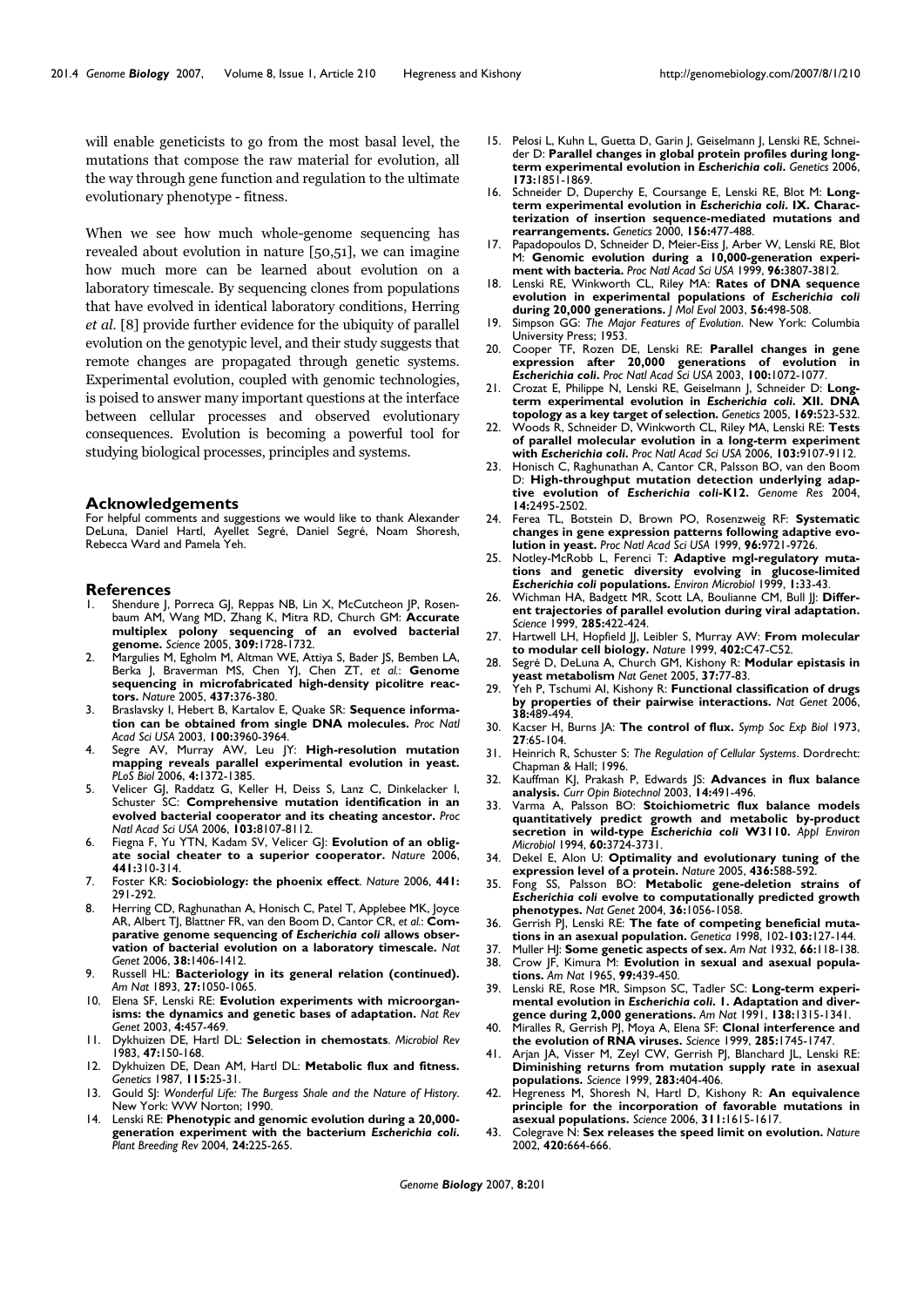will enable geneticists to go from the most basal level, the mutations that compose the raw material for evolution, all the way through gene function and regulation to the ultimate evolutionary phenotype - fitness.

When we see how much whole-genome sequencing has revealed about evolution in nature [50,51], we can imagine how much more can be learned about evolution on a laboratory timescale. By sequencing clones from populations that have evolved in identical laboratory conditions, Herring *et al.* [8] provide further evidence for the ubiquity of parallel evolution on the genotypic level, and their study suggests that remote changes are propagated through genetic systems. Experimental evolution, coupled with genomic technologies, is poised to answer many important questions at the interface between cellular processes and observed evolutionary consequences. Evolution is becoming a powerful tool for studying biological processes, principles and systems.

## Acknowledgements

For helpful comments and suggestions we would like to thank Alexander DeLuna, Daniel Hartl, Ayellet Segré, Daniel Segré, Noam Shoresh, Rebecca Ward and Pamela Yeh.

## References

1. Shendure J, Porreca GJ, Reppas NB, Lin X, McCutcheon JP, Rosenbaum AM, Wang MD, Zhang K, Mitra RD, Church GM: **Accurate multiplex polony sequencing of an evolved bacterial genome.** *Science* 2005, **309:**1728-1732.
2. Margulies M, Egholm M, Altman WE, Attiya S, Bader JS, Bemben LA, Berka J, Braverman MS, Chen YJ, Chen ZT, *et al.*: **Genome sequencing in microfabricated high-density picolitre reactors.** *Nature* 2005, **437:**376-380.
3. Braslavsky I, Hebert B, Kartalov E, Quake SR: **Sequence information can be obtained from single DNA molecules.** *Proc Natl Acad Sci USA* 2003, **100:**3960-3964.
4. Segre AV, Murray AW, Leu JY: **High-resolution mutation mapping reveals parallel experimental evolution in yeast.** *PLoS Biol* 2006, **4:**1372-1385.
5. Velicer GJ, Raddatz G, Keller H, Deiss S, Lanz C, Dinkelacker I, Schuster SC: **Comprehensive mutation identification in an evolved bacterial cooperator and its cheating ancestor.** *Proc Natl Acad Sci USA* 2006, **103:**8107-8112.
6. Fiegna F, Yu YTN, Kadam SV, Velicer GJ: **Evolution of an obligate social cheater to a superior cooperator.** *Nature* 2006, **441:**310-314.
7. Foster KR: **Sociobiology: the phoenix effect**. *Nature* 2006, **441:** 291-292.
8. Herring CD, Raghunathan A, Honisch C, Patel T, Applebee MK, Joyce AR, Albert TJ, Blattner FR, van den Boom D, Cantor CR, *et al.*: **Comparative genome sequencing of *Escherichia coli* allows observation of bacterial evolution on a laboratory timescale.** *Nat Genet* 2006, **38:**1406-1412.
9. Russell HL: **Bacteriology in its general relation (continued).** *Am Nat* 1893, **27:**1050-1065.
10. Elena SF, Lenski RE: **Evolution experiments with microorganisms: the dynamics and genetic bases of adaptation.** *Nat Rev Genet* 2003, **4:**457-469.
11. Dykhuizen DE, Hartl DL: **Selection in chemostats**. *Microbiol Rev* 1983, **47:**150-168.
12. Dykhuizen DE, Dean AM, Hartl DL: **Metabolic flux and fitness.** *Genetics* 1987, **115:**25-31.
13. Gould SJ: *Wonderful Life: The Burgess Shale and the Nature of History*. New York: WW Norton; 1990.
14. Lenski RE: **Phenotypic and genomic evolution during a 20,000-generation experiment with the bacterium *Escherichia coli*.** *Plant Breeding Rev* 2004, **24:**225-265.
15. Pelosi L, Kuhn L, Guetta D, Garin J, Geiselmann J, Lenski RE, Schneider D: **Parallel changes in global protein profiles during long-term experimental evolution in *Escherichia coli*.** *Genetics* 2006, **173:**1851-1869.
16. Schneider D, Duperchy E, Coursange E, Lenski RE, Blot M: **Long-term experimental evolution in *Escherichia coli*. IX. Characterization of insertion sequence-mediated mutations and rearrangements.** *Genetics* 2000, **156:**477-488.
17. Papadopoulos D, Schneider D, Meier-Eiss J, Arber W, Lenski RE, Blot M: **Genomic evolution during a 10,000-generation experiment with bacteria.** *Proc Natl Acad Sci USA* 1999, **96:**3807-3812.
18. Lenski RE, Winkworth CL, Riley MA: **Rates of DNA sequence evolution in experimental populations of *Escherichia coli* during 20,000 generations.** *J Mol Evol* 2003, **56:**498-508.
19. Simpson GG: *The Major Features of Evolution*. New York: Columbia University Press; 1953.
20. Cooper TF, Rozen DE, Lenski RE: **Parallel changes in gene expression after 20,000 generations of evolution in *Escherichia coli*.** *Proc Natl Acad Sci USA* 2003, **100:**1072-1077.
21. Crozat E, Philippe N, Lenski RE, Geiselmann J, Schneider D: **Long-term experimental evolution in *Escherichia coli*. XII. DNA topology as a key target of selection.** *Genetics* 2005, **169:**523-532.
22. Woods R, Schneider D, Winkworth CL, Riley MA, Lenski RE: **Tests of parallel molecular evolution in a long-term experiment with *Escherichia coli*.** *Proc Natl Acad Sci USA* 2006, **103:**9107-9112.
23. Honisch C, Raghunathan A, Cantor CR, Palsson BO, van den Boom D: **High-throughput mutation detection underlying adaptive evolution of *Escherichia coli*-K12.** *Genome Res* 2004, **14:**2495-2502.
24. Ferea TL, Botstein D, Brown PO, Rosenzweig RF: **Systematic changes in gene expression patterns following adaptive evolution in yeast.** *Proc Natl Acad Sci USA* 1999, **96:**9721-9726.
25. Notley-McRobb L, Ferenci T: **Adaptive mgl-regulatory mutations and genetic diversity evolving in glucose-limited *Escherichia coli* populations.** *Environ Microbiol* 1999, **1:**33-43.
26. Wichman HA, Badgett MR, Scott LA, Boulianne CM, Bull JJ: **Different trajectories of parallel evolution during viral adaptation.** *Science* 1999, **285:**422-424.
27. Hartwell LH, Hopfield JJ, Leibler S, Murray AW: **From molecular to modular cell biology.** *Nature* 1999, **402:**C47-C52.
28. Segré D, DeLuna A, Church GM, Kishony R: **Modular epistasis in yeast metabolism** *Nat Genet* 2005, **37:**77-83.
29. Yeh P, Tschumi AI, Kishony R: **Functional classification of drugs by properties of their pairwise interactions.** *Nat Genet* 2006, **38:**489-494.
30. Kacser H, Burns JA: **The control of flux.** *Symp Soc Exp Biol* 1973, **27:**65-104.
31. Heinrich R, Schuster S: *The Regulation of Cellular Systems*. Dordrecht: Chapman & Hall; 1996.
32. Kauffman KJ, Prakash P, Edwards JS: **Advances in flux balance analysis.** *Curr Opin Biotechnol* 2003, **14:**491-496.
33. Varma A, Palsson BO: **Stoichiometric flux balance models quantitatively predict growth and metabolic by-product secretion in wild-type *Escherichia coli* W3110.** *Appl Environ Microbiol* 1994, **60:**3724-3731.
34. Dekel E, Alon U: **Optimality and evolutionary tuning of the expression level of a protein.** *Nature* 2005, **436:**588-592.
35. Fong SS, Palsson BO: **Metabolic gene-deletion strains of *Escherichia coli* evolve to computationally predicted growth phenotypes.** *Nat Genet* 2004, **36:**1056-1058.
36. Gerrish PJ, Lenski RE: **The fate of competing beneficial mutations in an asexual population.** *Genetica* 1998, 102-**103:**127-144.
37. Muller HJ: **Some genetic aspects of sex.** *Am Nat* 1932, **66:**118-138.
38. Crow JF, Kimura M: **Evolution in sexual and asexual populations.** *Am Nat* 1965, **99:**439-450.
39. Lenski RE, Rose MR, Simpson SC, Tadler SC: **Long-term experimental evolution in *Escherichia coli*. 1. Adaptation and divergence during 2,000 generations.** *Am Nat* 1991, **138:**1315-1341.
40. Miralles R, Gerrish PJ, Moya A, Elena SF: **Clonal interference and the evolution of RNA viruses.** *Science* 1999, **285:**1745-1747.
41. Arjan JA, Visser M, Zeyl CW, Gerrish PJ, Blanchard JL, Lenski RE: **Diminishing returns from mutation supply rate in asexual populations.** *Science* 1999, **283:**404-406.
42. Hegreness M, Shoresh N, Hartl D, Kishony R: **An equivalence principle for the incorporation of favorable mutations in asexual populations.** *Science* 2006, **311:**1615-1617.
43. Colegrave N: **Sex releases the speed limit on evolution.** *Nature* 2002, **420:**664-666.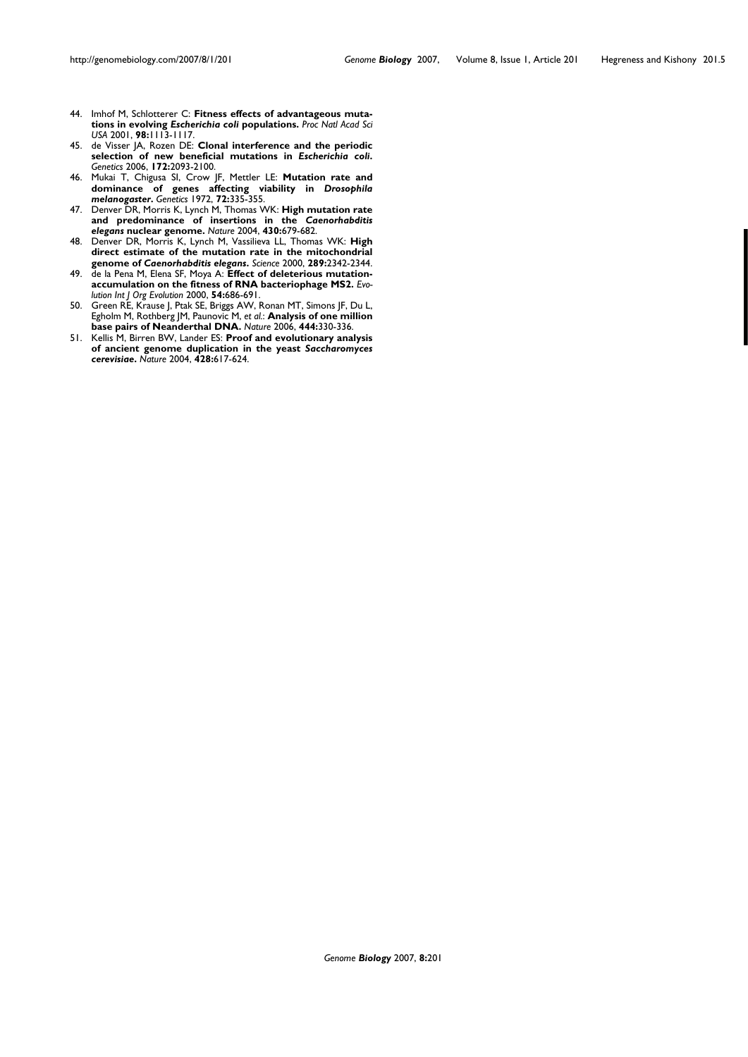44. Imhof M, Schlotterer C: **Fitness effects of advantageous mutations in evolving *Escherichia coli* populations.** *Proc Natl Acad Sci USA* 2001, **98:**1113-1117.
45. de Visser JA, Rozen DE: **Clonal interference and the periodic selection of new beneficial mutations in *Escherichia coli*.** *Genetics* 2006, **172:**2093-2100.
46. Mukai T, Chigusa SI, Crow JF, Mettler LE: **Mutation rate and dominance of genes affecting viability in *Drosophila melanogaster*.** *Genetics* 1972, **72:**335-355.
47. Denver DR, Morris K, Lynch M, Thomas WK: **High mutation rate and predominance of insertions in the *Caenorhabditis elegans* nuclear genome.** *Nature* 2004, **430:**679-682.
48. Denver DR, Morris K, Lynch M, Vassilieva LL, Thomas WK: **High direct estimate of the mutation rate in the mitochondrial genome of *Caenorhabditis elegans*.** *Science* 2000, **289:**2342-2344.
49. de la Pena M, Elena SF, Moya A: **Effect of deleterious mutation-accumulation on the fitness of RNA bacteriophage MS2.** *Evolution Int J Org Evolution* 2000, **54:**686-691.
50. Green RE, Krause J, Ptak SE, Briggs AW, Ronan MT, Simons JF, Du L, Egholm M, Rothberg JM, Paunovic M, *et al.*: **Analysis of one million base pairs of Neanderthal DNA.** *Nature* 2006, **444:**330-336.
51. Kellis M, Birren BW, Lander ES: **Proof and evolutionary analysis of ancient genome duplication in the yeast *Saccharomyces cerevisiae*.** *Nature* 2004, **428:**617-624.